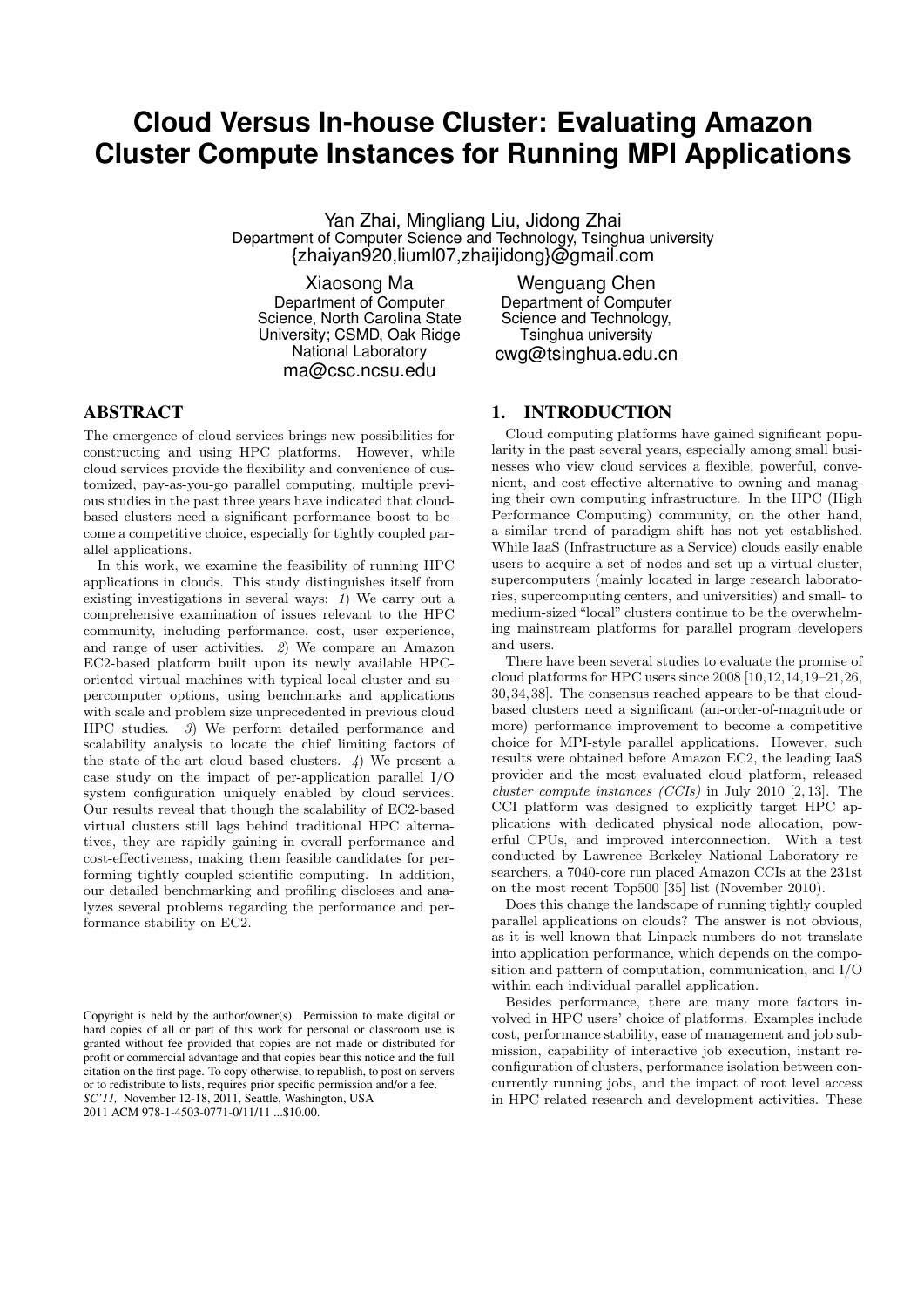# Cloud Versus In-house Cluster: Evaluating Amazon Cluster Compute Instances for Running MPI Applications

Yan Zhai, Mingliang Liu, Jidong Zhai
Department of Computer Science and Technology, Tsinghua university
{zhaiyan920,liuml07,zhaijidong}@gmail.com

Xiaosong Ma
Department of Computer Science, North Carolina State University; CSMD, Oak Ridge National Laboratory
ma@csc.ncsu.edu

Wenguang Chen
Department of Computer Science and Technology, Tsinghua university
cwg@tsinghua.edu.cn

## ABSTRACT

The emergence of cloud services brings new possibilities for constructing and using HPC platforms. However, while cloud services provide the flexibility and convenience of customized, pay-as-you-go parallel computing, multiple previous studies in the past three years have indicated that cloud-based clusters need a significant performance boost to become a competitive choice, especially for tightly coupled parallel applications.

In this work, we examine the feasibility of running HPC applications in clouds. This study distinguishes itself from existing investigations in several ways: *1*) We carry out a comprehensive examination of issues relevant to the HPC community, including performance, cost, user experience, and range of user activities. *2*) We compare an Amazon EC2-based platform built upon its newly available HPC-oriented virtual machines with typical local cluster and supercomputer options, using benchmarks and applications with scale and problem size unprecedented in previous cloud HPC studies. *3*) We perform detailed performance and scalability analysis to locate the chief limiting factors of the state-of-the-art cloud based clusters. *4*) We present a case study on the impact of per-application parallel I/O system configuration uniquely enabled by cloud services. Our results reveal that though the scalability of EC2-based virtual clusters still lags behind traditional HPC alternatives, they are rapidly gaining in overall performance and cost-effectiveness, making them feasible candidates for performing tightly coupled scientific computing. In addition, our detailed benchmarking and profiling discloses and analyzes several problems regarding the performance and performance stability on EC2.

Copyright is held by the author/owner(s). Permission to make digital or hard copies of all or part of this work for personal or classroom use is granted without fee provided that copies are not made or distributed for profit or commercial advantage and that copies bear this notice and the full citation on the first page. To copy otherwise, to republish, to post on servers or to redistribute to lists, requires prior specific permission and/or a fee.
*SC'11,* November 12-18, 2011, Seattle, Washington, USA
2011 ACM 978-1-4503-0771-0/11/11 ...$10.00.

## 1. INTRODUCTION

Cloud computing platforms have gained significant popularity in the past several years, especially among small businesses who view cloud services a flexible, powerful, convenient, and cost-effective alternative to owning and managing their own computing infrastructure. In the HPC (High Performance Computing) community, on the other hand, a similar trend of paradigm shift has not yet established. While IaaS (Infrastructure as a Service) clouds easily enable users to acquire a set of nodes and set up a virtual cluster, supercomputers (mainly located in large research laboratories, supercomputing centers, and universities) and small- to medium-sized "local" clusters continue to be the overwhelming mainstream platforms for parallel program developers and users.

There have been several studies to evaluate the promise of cloud platforms for HPC users since 2008 [10,12,14,19–21,26,30,34,38]. The consensus reached appears to be that cloud-based clusters need a significant (an-order-of-magnitude or more) performance improvement to become a competitive choice for MPI-style parallel applications. However, such results were obtained before Amazon EC2, the leading IaaS provider and the most evaluated cloud platform, released *cluster compute instances (CCIs)* in July 2010 [2,13]. The CCI platform was designed to explicitly target HPC applications with dedicated physical node allocation, powerful CPUs, and improved interconnection. With a test conducted by Lawrence Berkeley National Laboratory researchers, a 7040-core run placed Amazon CCIs at the 231st on the most recent Top500 [35] list (November 2010).

Does this change the landscape of running tightly coupled parallel applications on clouds? The answer is not obvious, as it is well known that Linpack numbers do not translate into application performance, which depends on the composition and pattern of computation, communication, and I/O within each individual parallel application.

Besides performance, there are many more factors involved in HPC users' choice of platforms. Examples include cost, performance stability, ease of management and job submission, capability of interactive job execution, instant reconfiguration of clusters, performance isolation between concurrently running jobs, and the impact of root level access in HPC related research and development activities. These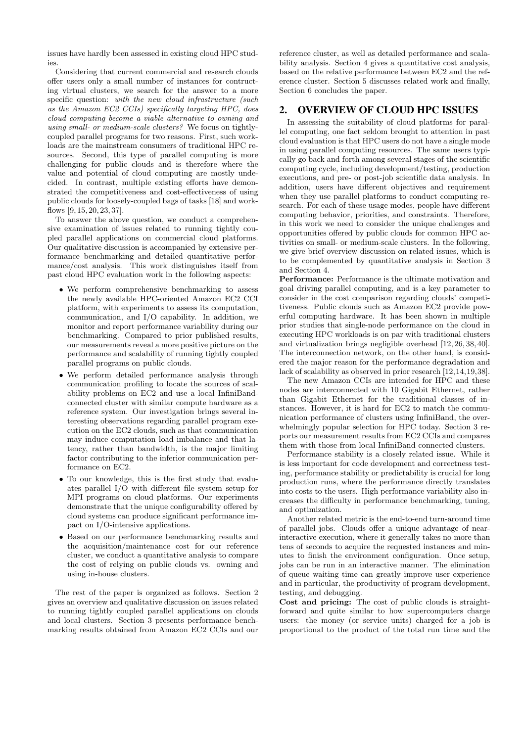issues have hardly been assessed in existing cloud HPC studies.

Considering that current commercial and research clouds offer users only a small number of instances for contructing virtual clusters, we search for the answer to a more specific question: *with the new cloud infrastructure (such as the Amazon EC2 CCIs) specifically targeting HPC, does cloud computing become a viable alternative to owning and using small- or medium-scale clusters?* We focus on tightly-coupled parallel programs for two reasons. First, such workloads are the mainstream consumers of traditional HPC resources. Second, this type of parallel computing is more challenging for public clouds and is therefore where the value and potential of cloud computing are mostly undecided. In contrast, multiple existing efforts have demonstrated the competitiveness and cost-effectiveness of using public clouds for loosely-coupled bags of tasks [18] and workflows [9, 15, 20, 23, 37].

To answer the above question, we conduct a comprehensive examination of issues related to running tightly coupled parallel applications on commercial cloud platforms. Our qualitative discussion is accompanied by extensive performance benchmarking and detailed quantitative performance/cost analysis. This work distinguishes itself from past cloud HPC evaluation work in the following aspects:

- We perform comprehensive benchmarking to assess the newly available HPC-oriented Amazon EC2 CCI platform, with experiments to assess its computation, communication, and I/O capability. In addition, we monitor and report performance variability during our benchmarking. Compared to prior published results, our measurements reveal a more positive picture on the performance and scalability of running tightly coupled parallel programs on public clouds.
- We perform detailed performance analysis through communication profiling to locate the sources of scalability problems on EC2 and use a local InfiniBand-connected cluster with similar compute hardware as a reference system. Our investigation brings several interesting observations regarding parallel program execution on the EC2 clouds, such as that communication may induce computation load imbalance and that latency, rather than bandwidth, is the major limiting factor contributing to the inferior communication performance on EC2.
- To our knowledge, this is the first study that evaluates parallel I/O with different file system setup for MPI programs on cloud platforms. Our experiments demonstrate that the unique configurability offered by cloud systems can produce significant performance impact on I/O-intensive applications.
- Based on our performance benchmarking results and the acquisition/maintenance cost for our reference cluster, we conduct a quantitative analysis to compare the cost of relying on public clouds vs. owning and using in-house clusters.

The rest of the paper is organized as follows. Section 2 gives an overview and qualitative discussion on issues related to running tightly coupled parallel applications on clouds and local clusters. Section 3 presents performance benchmarking results obtained from Amazon EC2 CCIs and our reference cluster, as well as detailed performance and scalability analysis. Section 4 gives a quantitative cost analysis, based on the relative performance between EC2 and the reference cluster. Section 5 discusses related work and finally, Section 6 concludes the paper.

## 2. OVERVIEW OF CLOUD HPC ISSUES

In assessing the suitability of cloud platforms for parallel computing, one fact seldom brought to attention in past cloud evaluation is that HPC users do not have a single mode in using parallel computing resources. The same users typically go back and forth among several stages of the scientific computing cycle, including development/testing, production executions, and pre- or post-job scientific data analysis. In addition, users have different objectives and requirement when they use parallel platforms to conduct computing research. For each of these usage modes, people have different computing behavior, priorities, and constraints. Therefore, in this work we need to consider the unique challenges and opportunities offered by public clouds for common HPC activities on small- or medium-scale clusters. In the following, we give brief overview discussion on related issues, which is to be complemented by quantitative analysis in Section 3 and Section 4.

**Performance:** Performance is the ultimate motivation and goal driving parallel computing, and is a key parameter to consider in the cost comparison regarding clouds' competitiveness. Public clouds such as Amazon EC2 provide powerful computing hardware. It has been shown in multiple prior studies that single-node performance on the cloud in executing HPC workloads is on par with traditional clusters and virtualization brings negligible overhead [12, 26, 38, 40]. The interconnection network, on the other hand, is considered the major reason for the performance degradation and lack of scalability as observed in prior research [12,14,19,38].

The new Amazon CCIs are intended for HPC and these nodes are interconnected with 10 Gigabit Ethernet, rather than Gigabit Ethernet for the traditional classes of instances. However, it is hard for EC2 to match the communication performance of clusters using InfiniBand, the overwhelmingly popular selection for HPC today. Section 3 reports our measurement results from EC2 CCIs and compares them with those from local InfiniBand connected clusters.

Performance stability is a closely related issue. While it is less important for code development and correctness testing, performance stability or predictability is crucial for long production runs, where the performance directly translates into costs to the users. High performance variability also increases the difficulty in performance benchmarking, tuning, and optimization.

Another related metric is the end-to-end turn-around time of parallel jobs. Clouds offer a unique advantage of near-interactive execution, where it generally takes no more than tens of seconds to acquire the requested instances and minutes to finish the environment configuration. Once setup, jobs can be run in an interactive manner. The elimination of queue waiting time can greatly improve user experience and in particular, the productivity of program development, testing, and debugging.

**Cost and pricing:** The cost of public clouds is straightforward and quite similar to how supercomputers charge users: the money (or service units) charged for a job is proportional to the product of the total run time and the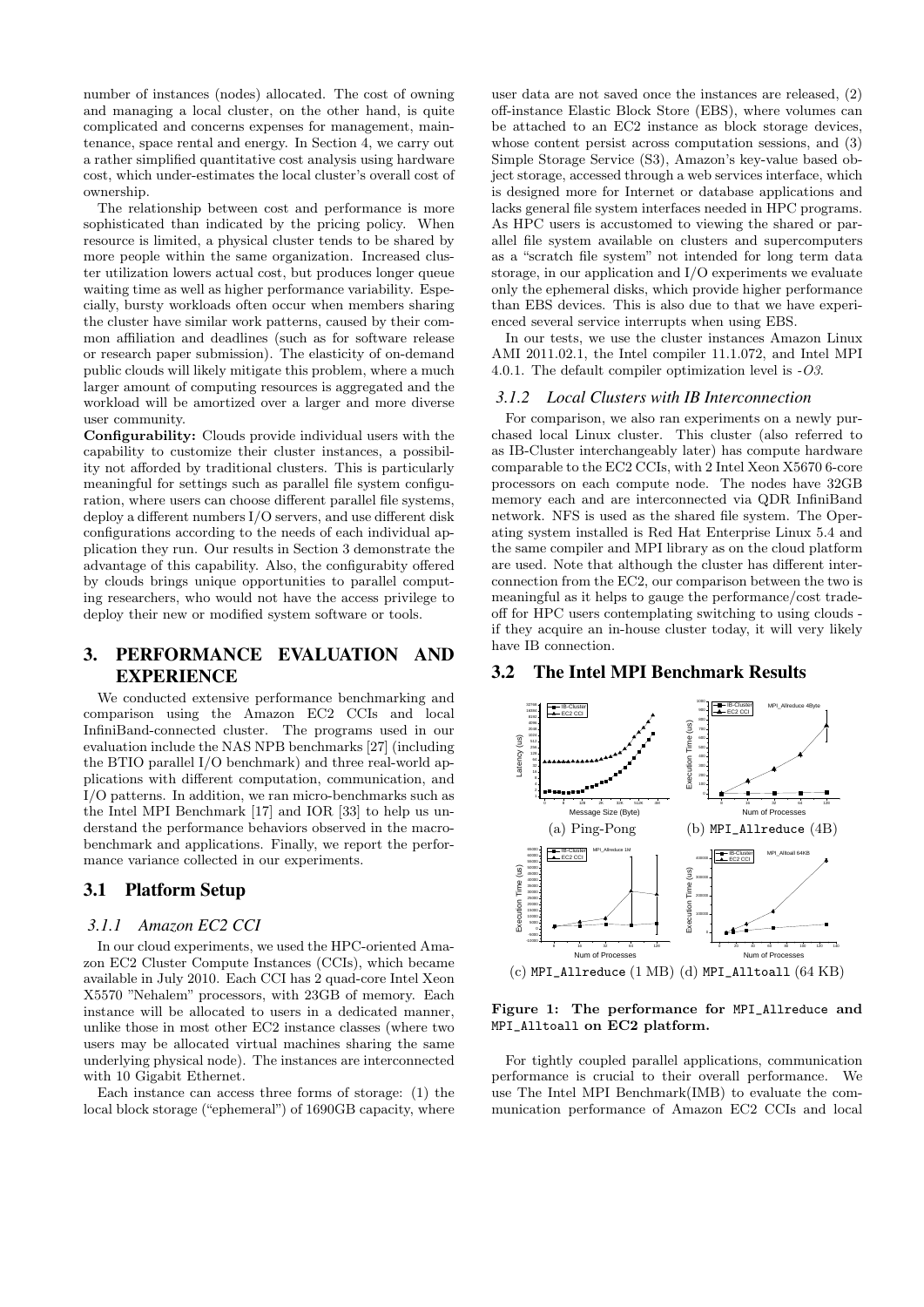number of instances (nodes) allocated. The cost of owning and managing a local cluster, on the other hand, is quite complicated and concerns expenses for management, maintenance, space rental and energy. In Section 4, we carry out a rather simplified quantitative cost analysis using hardware cost, which under-estimates the local cluster's overall cost of ownership.

The relationship between cost and performance is more sophisticated than indicated by the pricing policy. When resource is limited, a physical cluster tends to be shared by more people within the same organization. Increased cluster utilization lowers actual cost, but produces longer queue waiting time as well as higher performance variability. Especially, bursty workloads often occur when members sharing the cluster have similar work patterns, caused by their common affiliation and deadlines (such as for software release or research paper submission). The elasticity of on-demand public clouds will likely mitigate this problem, where a much larger amount of computing resources is aggregated and the workload will be amortized over a larger and more diverse user community.

**Configurability:** Clouds provide individual users with the capability to customize their cluster instances, a possibility not afforded by traditional clusters. This is particularly meaningful for settings such as parallel file system configuration, where users can choose different parallel file systems, deploy a different numbers I/O servers, and use different disk configurations according to the needs of each individual application they run. Our results in Section 3 demonstrate the advantage of this capability. Also, the configurabity offered by clouds brings unique opportunities to parallel computing researchers, who would not have the access privilege to deploy their new or modified system software or tools.

# 3. PERFORMANCE EVALUATION AND EXPERIENCE

We conducted extensive performance benchmarking and comparison using the Amazon EC2 CCIs and local InfiniBand-connected cluster. The programs used in our evaluation include the NAS NPB benchmarks [27] (including the BTIO parallel I/O benchmark) and three real-world applications with different computation, communication, and I/O patterns. In addition, we ran micro-benchmarks such as the Intel MPI Benchmark [17] and IOR [33] to help us understand the performance behaviors observed in the macro-benchmark and applications. Finally, we report the performance variance collected in our experiments.

## 3.1 Platform Setup

### 3.1.1 Amazon EC2 CCI

In our cloud experiments, we used the HPC-oriented Amazon EC2 Cluster Compute Instances (CCIs), which became available in July 2010. Each CCI has 2 quad-core Intel Xeon X5570 "Nehalem" processors, with 23GB of memory. Each instance will be allocated to users in a dedicated manner, unlike those in most other EC2 instance classes (where two users may be allocated virtual machines sharing the same underlying physical node). The instances are interconnected with 10 Gigabit Ethernet.

Each instance can access three forms of storage: (1) the local block storage ("ephemeral") of 1690GB capacity, where user data are not saved once the instances are released, (2) off-instance Elastic Block Store (EBS), where volumes can be attached to an EC2 instance as block storage devices, whose content persist across computation sessions, and (3) Simple Storage Service (S3), Amazon's key-value based object storage, accessed through a web services interface, which is designed more for Internet or database applications and lacks general file system interfaces needed in HPC programs. As HPC users is accustomed to viewing the shared or parallel file system available on clusters and supercomputers as a "scratch file system" not intended for long term data storage, in our application and I/O experiments we evaluate only the ephemeral disks, which provide higher performance than EBS devices. This is also due to that we have experienced several service interrupts when using EBS.

In our tests, we use the cluster instances Amazon Linux AMI 2011.02.1, the Intel compiler 11.1.072, and Intel MPI 4.0.1. The default compiler optimization level is *-O3*.

### 3.1.2 Local Clusters with IB Interconnection

For comparison, we also ran experiments on a newly purchased local Linux cluster. This cluster (also referred to as IB-Cluster interchangeably later) has compute hardware comparable to the EC2 CCIs, with 2 Intel Xeon X5670 6-core processors on each compute node. The nodes have 32GB memory each and are interconnected via QDR InfiniBand network. NFS is used as the shared file system. The Operating system installed is Red Hat Enterprise Linux 5.4 and the same compiler and MPI library as on the cloud platform are used. Note that although the cluster has different interconnection from the EC2, our comparison between the two is meaningful as it helps to gauge the performance/cost tradeoff for HPC users contemplating switching to using clouds - if they acquire an in-house cluster today, it will very likely have IB connection.

## 3.2 The Intel MPI Benchmark Results

(a) Ping-Pong (b) `MPI_Allreduce` (4B)

(c) `MPI_Allreduce` (1 MB) (d) `MPI_Alltoall` (64 KB)

**Figure 1: The performance for `MPI_Allreduce` and `MPI_Alltoall` on EC2 platform.**

For tightly coupled parallel applications, communication performance is crucial to their overall performance. We use The Intel MPI Benchmark(IMB) to evaluate the communication performance of Amazon EC2 CCIs and local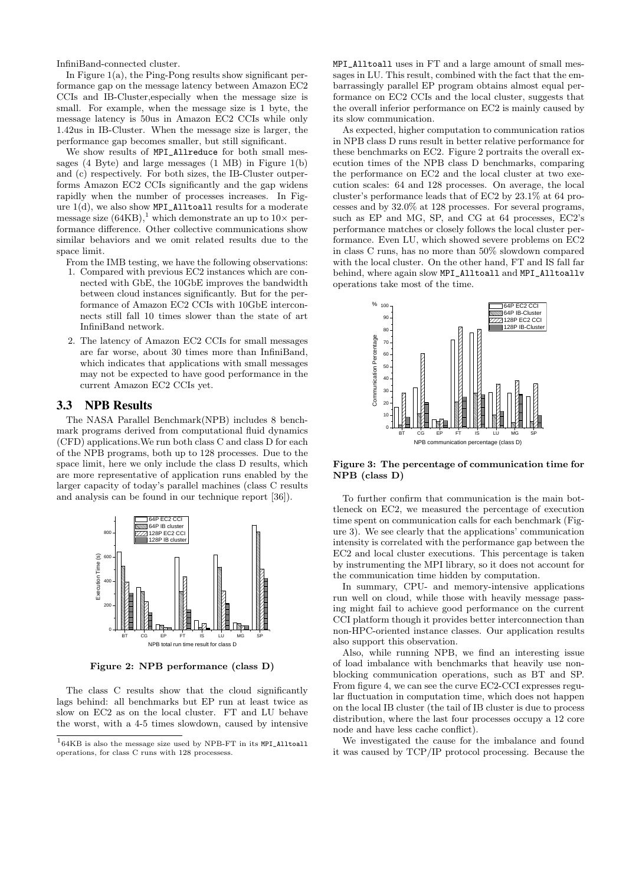InfiniBand-connected cluster.

In Figure 1(a), the Ping-Pong results show significant performance gap on the message latency between Amazon EC2 CCIs and IB-Cluster,especially when the message size is small. For example, when the message size is 1 byte, the message latency is 50us in Amazon EC2 CCIs while only 1.42us in IB-Cluster. When the message size is larger, the performance gap becomes smaller, but still significant.

We show results of `MPI_Allreduce` for both small messages (4 Byte) and large messages (1 MB) in Figure 1(b) and (c) respectively. For both sizes, the IB-Cluster outperforms Amazon EC2 CCIs significantly and the gap widens rapidly when the number of processes increases. In Figure 1(d), we also show `MPI_Alltoall` results for a moderate message size (64KB),[1] which demonstrate an up to 10× performance difference. Other collective communications show similar behaviors and we omit related results due to the space limit.

From the IMB testing, we have the following observations:

1. Compared with previous EC2 instances which are connected with GbE, the 10GbE improves the bandwidth between cloud instances significantly. But for the performance of Amazon EC2 CCIs with 10GbE interconnects still fall 10 times slower than the state of art InfiniBand network.
2. The latency of Amazon EC2 CCIs for small messages are far worse, about 30 times more than InfiniBand, which indicates that applications with small messages may not be expected to have good performance in the current Amazon EC2 CCIs yet.

## 3.3 NPB Results

The NASA Parallel Benchmark(NPB) includes 8 benchmark programs derived from computational fluid dynamics (CFD) applications.We run both class C and class D for each of the NPB programs, both up to 128 processes. Due to the space limit, here we only include the class D results, which are more representative of application runs enabled by the larger capacity of today's parallel machines (class C results and analysis can be found in our technique report [36]).

Figure 2: NPB performance (class D)

The class C results show that the cloud significantly lags behind: all benchmarks but EP run at least twice as slow on EC2 as on the local cluster. FT and LU behave the worst, with a 4-5 times slowdown, caused by intensive `MPI_Alltoall` uses in FT and a large amount of small messages in LU. This result, combined with the fact that the embarrassingly parallel EP program obtains almost equal performance on EC2 CCIs and the local cluster, suggests that the overall inferior performance on EC2 is mainly caused by its slow communication.

As expected, higher computation to communication ratios in NPB class D runs result in better relative performance for these benchmarks on EC2. Figure 2 portraits the overall execution times of the NPB class D benchmarks, comparing the performance on EC2 and the local cluster at two execution scales: 64 and 128 processes. On average, the local cluster's performance leads that of EC2 by 23.1% at 64 processes and by 32.0% at 128 processes. For several programs, such as EP and MG, SP, and CG at 64 processes, EC2's performance matches or closely follows the local cluster performance. Even LU, which showed severe problems on EC2 in class C runs, has no more than 50% slowdown compared with the local cluster. On the other hand, FT and IS fall far behind, where again slow `MPI_Alltoall` and `MPI_Alltoallv` operations take most of the time.

Figure 3: The percentage of communication time for NPB (class D)

To further confirm that communication is the main bottleneck on EC2, we measured the percentage of execution time spent on communication calls for each benchmark (Figure 3). We see clearly that the applications' communication intensity is correlated with the performance gap between the EC2 and local cluster executions. This percentage is taken by instrumenting the MPI library, so it does not account for the communication time hidden by computation.

In summary, CPU- and memory-intensive applications run well on cloud, while those with heavily message passing might fail to achieve good performance on the current CCI platform though it provides better interconnection than non-HPC-oriented instance classes. Our application results also support this observation.

Also, while running NPB, we find an interesting issue of load imbalance with benchmarks that heavily use nonblocking communication operations, such as BT and SP. From figure 4, we can see the curve EC2-CCI expresses regular fluctuation in computation time, which does not happen on the local IB cluster (the tail of IB cluster is due to process distribution, where the last four processes occupy a 12 core node and have less cache conflict).

We investigated the cause for the imbalance and found it was caused by TCP/IP protocol processing. Because the

[1] 64KB is also the message size used by NPB-FT in its `MPI_Alltoall` operations, for class C runs with 128 processess.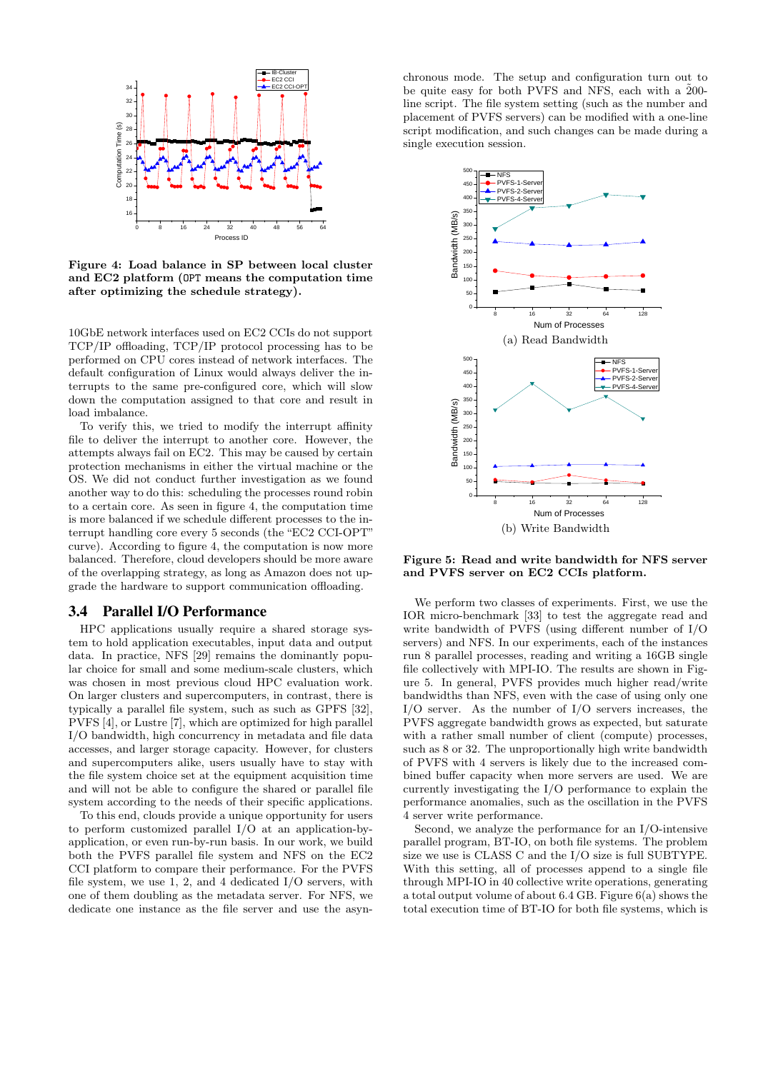**Figure 4: Load balance in SP between local cluster and EC2 platform (OPT means the computation time after optimizing the schedule strategy).**

10GbE network interfaces used on EC2 CCIs do not support TCP/IP offloading, TCP/IP protocol processing has to be performed on CPU cores instead of network interfaces. The default configuration of Linux would always deliver the interrupts to the same pre-configured core, which will slow down the computation assigned to that core and result in load imbalance.

To verify this, we tried to modify the interrupt affinity file to deliver the interrupt to another core. However, the attempts always fail on EC2. This may be caused by certain protection mechanisms in either the virtual machine or the OS. We did not conduct further investigation as we found another way to do this: scheduling the processes round robin to a certain core. As seen in figure 4, the computation time is more balanced if we schedule different processes to the interrupt handling core every 5 seconds (the "EC2 CCI-OPT" curve). According to figure 4, the computation is now more balanced. Therefore, cloud developers should be more aware of the overlapping strategy, as long as Amazon does not upgrade the hardware to support communication offloading.

## 3.4 Parallel I/O Performance

HPC applications usually require a shared storage system to hold application executables, input data and output data. In practice, NFS [29] remains the dominantly popular choice for small and some medium-scale clusters, which was chosen in most previous cloud HPC evaluation work. On larger clusters and supercomputers, in contrast, there is typically a parallel file system, such as such as GPFS [32], PVFS [4], or Lustre [7], which are optimized for high parallel I/O bandwidth, high concurrency in metadata and file data accesses, and larger storage capacity. However, for clusters and supercomputers alike, users usually have to stay with the file system choice set at the equipment acquisition time and will not be able to configure the shared or parallel file system according to the needs of their specific applications.

To this end, clouds provide a unique opportunity for users to perform customized parallel I/O at an application-by-application, or even run-by-run basis. In our work, we build both the PVFS parallel file system and NFS on the EC2 CCI platform to compare their performance. For the PVFS file system, we use 1, 2, and 4 dedicated I/O servers, with one of them doubling as the metadata server. For NFS, we dedicate one instance as the file server and use the asynchronous mode. The setup and configuration turn out to be quite easy for both PVFS and NFS, each with a ~200-line script. The file system setting (such as the number and placement of PVFS servers) can be modified with a one-line script modification, and such changes can be made during a single execution session.

(a) Read Bandwidth

(b) Write Bandwidth

**Figure 5: Read and write bandwidth for NFS server and PVFS server on EC2 CCIs platform.**

We perform two classes of experiments. First, we use the IOR micro-benchmark [33] to test the aggregate read and write bandwidth of PVFS (using different number of I/O servers) and NFS. In our experiments, each of the instances run 8 parallel processes, reading and writing a 16GB single file collectively with MPI-IO. The results are shown in Figure 5. In general, PVFS provides much higher read/write bandwidths than NFS, even with the case of using only one I/O server. As the number of I/O servers increases, the PVFS aggregate bandwidth grows as expected, but saturate with a rather small number of client (compute) processes, such as 8 or 32. The unproportionally high write bandwidth of PVFS with 4 servers is likely due to the increased combined buffer capacity when more servers are used. We are currently investigating the I/O performance to explain the performance anomalies, such as the oscillation in the PVFS 4 server write performance.

Second, we analyze the performance for an I/O-intensive parallel program, BT-IO, on both file systems. The problem size we use is CLASS C and the I/O size is full SUBTYPE. With this setting, all of processes append to a single file through MPI-IO in 40 collective write operations, generating a total output volume of about 6.4 GB. Figure 6(a) shows the total execution time of BT-IO for both file systems, which is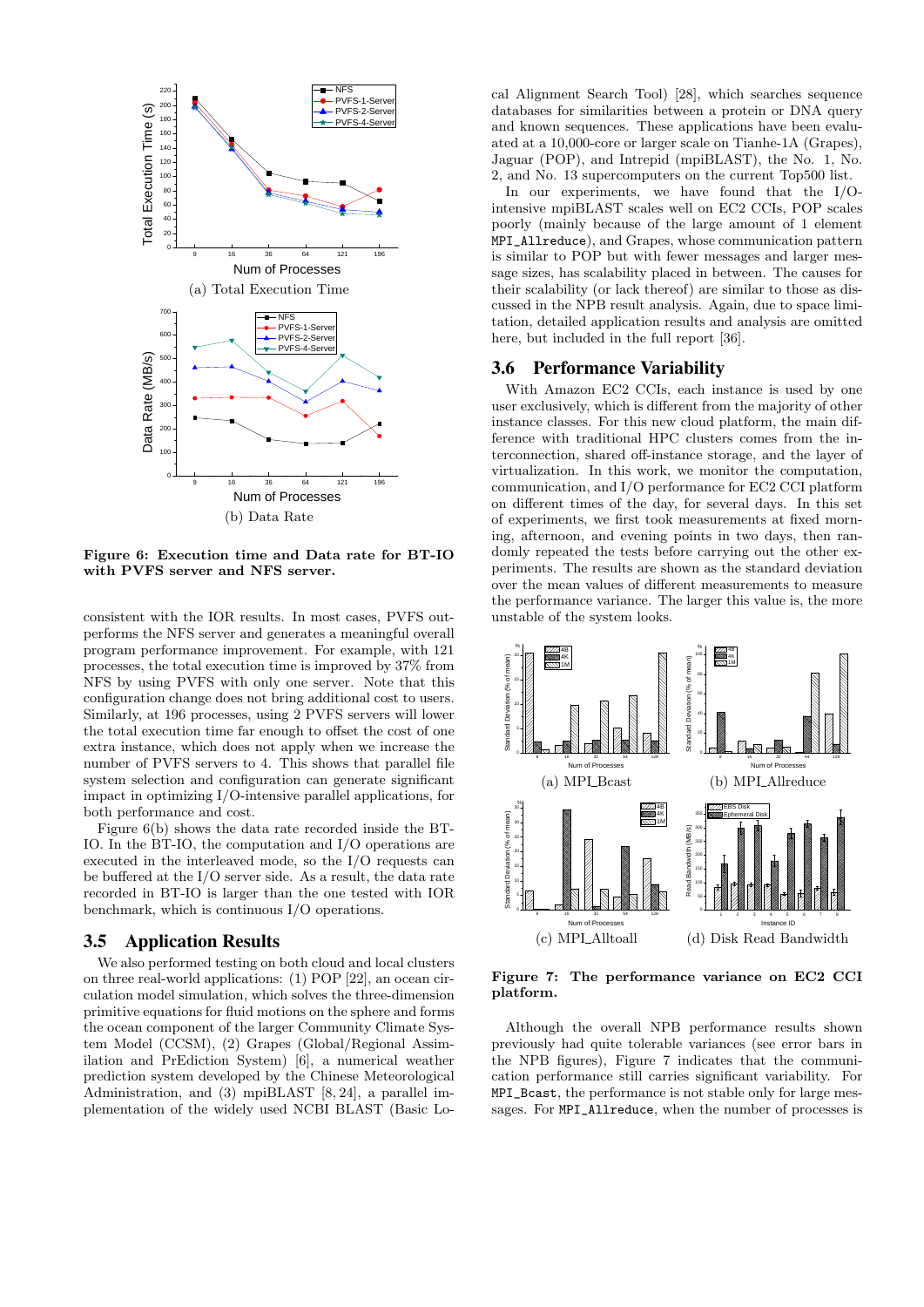(a) Total Execution Time

(b) Data Rate

**Figure 6: Execution time and Data rate for BT-IO with PVFS server and NFS server.**

consistent with the IOR results. In most cases, PVFS outperforms the NFS server and generates a meaningful overall program performance improvement. For example, with 121 processes, the total execution time is improved by 37% from NFS by using PVFS with only one server. Note that this configuration change does not bring additional cost to users. Similarly, at 196 processes, using 2 PVFS servers will lower the total execution time far enough to offset the cost of one extra instance, which does not apply when we increase the number of PVFS servers to 4. This shows that parallel file system selection and configuration can generate significant impact in optimizing I/O-intensive parallel applications, for both performance and cost.

Figure 6(b) shows the data rate recorded inside the BT-IO. In the BT-IO, the computation and I/O operations are executed in the interleaved mode, so the I/O requests can be buffered at the I/O server side. As a result, the data rate recorded in BT-IO is larger than the one tested with IOR benchmark, which is continuous I/O operations.

## 3.5 Application Results

We also performed testing on both cloud and local clusters on three real-world applications: (1) POP [22], an ocean circulation model simulation, which solves the three-dimension primitive equations for fluid motions on the sphere and forms the ocean component of the larger Community Climate System Model (CCSM), (2) Grapes (Global/Regional Assimilation and PrEdiction System) [6], a numerical weather prediction system developed by the Chinese Meteorological Administration, and (3) mpiBLAST [8, 24], a parallel implementation of the widely used NCBI BLAST (Basic Local Alignment Search Tool) [28], which searches sequence databases for similarities between a protein or DNA query and known sequences. These applications have been evaluated at a 10,000-core or larger scale on Tianhe-1A (Grapes), Jaguar (POP), and Intrepid (mpiBLAST), the No. 1, No. 2, and No. 13 supercomputers on the current Top500 list.

In our experiments, we have found that the I/O-intensive mpiBLAST scales well on EC2 CCIs, POP scales poorly (mainly because of the large amount of 1 element MPI_Allreduce), and Grapes, whose communication pattern is similar to POP but with fewer messages and larger message sizes, has scalability placed in between. The causes for their scalability (or lack thereof) are similar to those as discussed in the NPB result analysis. Again, due to space limitation, detailed application results and analysis are omitted here, but included in the full report [36].

## 3.6 Performance Variability

With Amazon EC2 CCIs, each instance is used by one user exclusively, which is different from the majority of other instance classes. For this new cloud platform, the main difference with traditional HPC clusters comes from the interconnection, shared off-instance storage, and the layer of virtualization. In this work, we monitor the computation, communication, and I/O performance for EC2 CCI platform on different times of the day, for several days. In this set of experiments, we first took measurements at fixed morning, afternoon, and evening points in two days, then randomly repeated the tests before carrying out the other experiments. The results are shown as the standard deviation over the mean values of different measurements to measure the performance variance. The larger this value is, the more unstable of the system looks.

(a) MPI_Bcast

(b) MPI_Allreduce

(c) MPI_Alltoall

(d) Disk Read Bandwidth

**Figure 7: The performance variance on EC2 CCI platform.**

Although the overall NPB performance results shown previously had quite tolerable variances (see error bars in the NPB figures), Figure 7 indicates that the communication performance still carries significant variability. For MPI_Bcast, the performance is not stable only for large messages. For MPI_Allreduce, when the number of processes is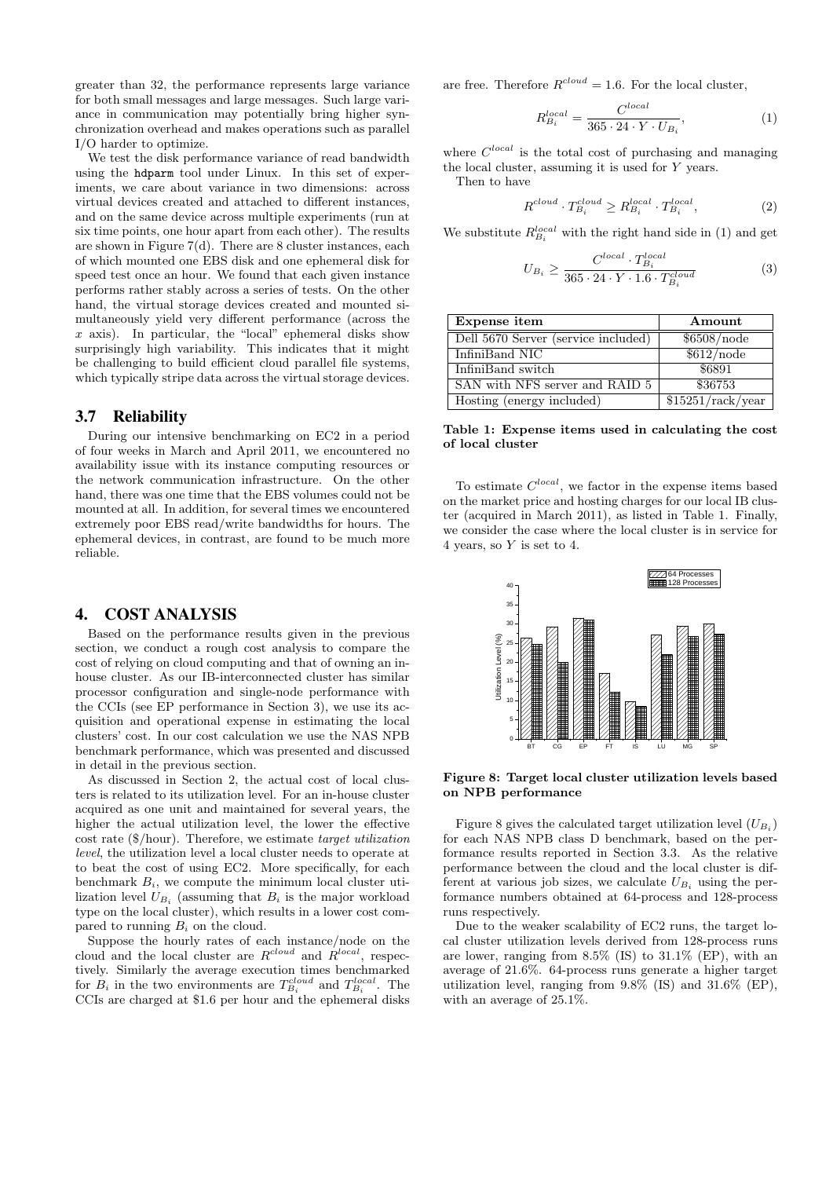greater than 32, the performance represents large variance for both small messages and large messages. Such large variance in communication may potentially bring higher synchronization overhead and makes operations such as parallel I/O harder to optimize.

We test the disk performance variance of read bandwidth using the hdparm tool under Linux. In this set of experiments, we care about variance in two dimensions: across virtual devices created and attached to different instances, and on the same device across multiple experiments (run at six time points, one hour apart from each other). The results are shown in Figure 7(d). There are 8 cluster instances, each of which mounted one EBS disk and one ephemeral disk for speed test once an hour. We found that each given instance performs rather stably across a series of tests. On the other hand, the virtual storage devices created and mounted simultaneously yield very different performance (across the $x$ axis). In particular, the "local" ephemeral disks show surprisingly high variability. This indicates that it might be challenging to build efficient cloud parallel file systems, which typically stripe data across the virtual storage devices.

### 3.7 Reliability

During our intensive benchmarking on EC2 in a period of four weeks in March and April 2011, we encountered no availability issue with its instance computing resources or the network communication infrastructure. On the other hand, there was one time that the EBS volumes could not be mounted at all. In addition, for several times we encountered extremely poor EBS read/write bandwidths for hours. The ephemeral devices, in contrast, are found to be much more reliable.

## 4. COST ANALYSIS

Based on the performance results given in the previous section, we conduct a rough cost analysis to compare the cost of relying on cloud computing and that of owning an in-house cluster. As our IB-interconnected cluster has similar processor configuration and single-node performance with the CCIs (see EP performance in Section 3), we use its acquisition and operational expense in estimating the local clusters' cost. In our cost calculation we use the NAS NPB benchmark performance, which was presented and discussed in detail in the previous section.

As discussed in Section 2, the actual cost of local clusters is related to its utilization level. For an in-house cluster acquired as one unit and maintained for several years, the higher the actual utilization level, the lower the effective cost rate ($/hour). Therefore, we estimate *target utilization level*, the utilization level a local cluster needs to operate at to beat the cost of using EC2. More specifically, for each benchmark $B_i$, we compute the minimum local cluster utilization level $U_{B_i}$ (assuming that $B_i$ is the major workload type on the local cluster), which results in a lower cost compared to running $B_i$ on the cloud.

Suppose the hourly rates of each instance/node on the cloud and the local cluster are $R^{cloud}$ and $R^{local}$, respectively. Similarly the average execution times benchmarked for $B_i$ in the two environments are $T^{cloud}_{B_i}$ and $T^{local}_{B_i}$. The CCIs are charged at $1.6 per hour and the ephemeral disks are free. Therefore $R^{cloud} = 1.6$. For the local cluster,

$$R^{local}_{B_i} = \frac{C^{local}}{365 \cdot 24 \cdot Y \cdot U_{B_i}}, \quad (1)$$

where $C^{local}$ is the total cost of purchasing and managing the local cluster, assuming it is used for $Y$ years.

Then to have

$$R^{cloud} \cdot T^{cloud}_{B_i} \geq R^{local}_{B_i} \cdot T^{local}_{B_i}, \quad (2)$$

We substitute $R^{local}_{B_i}$ with the right hand side in (1) and get

$$U_{B_i} \geq \frac{C^{local} \cdot T^{local}_{B_i}}{365 \cdot 24 \cdot Y \cdot 1.6 \cdot T^{cloud}_{B_i}} \quad (3)$$

| Expense item | Amount |
|---|---|
| Dell 5670 Server (service included) | $6508/node |
| InfiniBand NIC | $612/node |
| InfiniBand switch | $6891 |
| SAN with NFS server and RAID 5 | $36753 |
| Hosting (energy included) | $15251/rack/year |

**Table 1: Expense items used in calculating the cost of local cluster**

To estimate $C^{local}$, we factor in the expense items based on the market price and hosting charges for our local IB cluster (acquired in March 2011), as listed in Table 1. Finally, we consider the case where the local cluster is in service for 4 years, so $Y$ is set to 4.

**Figure 8: Target local cluster utilization levels based on NPB performance**

Figure 8 gives the calculated target utilization level ($U_{B_i}$) for each NAS NPB class D benchmark, based on the performance results reported in Section 3.3. As the relative performance between the cloud and the local cluster is different at various job sizes, we calculate $U_{B_i}$ using the performance numbers obtained at 64-process and 128-process runs respectively.

Due to the weaker scalability of EC2 runs, the target local cluster utilization levels derived from 128-process runs are lower, ranging from 8.5% (IS) to 31.1% (EP), with an average of 21.6%. 64-process runs generate a higher target utilization level, ranging from 9.8% (IS) and 31.6% (EP), with an average of 25.1%.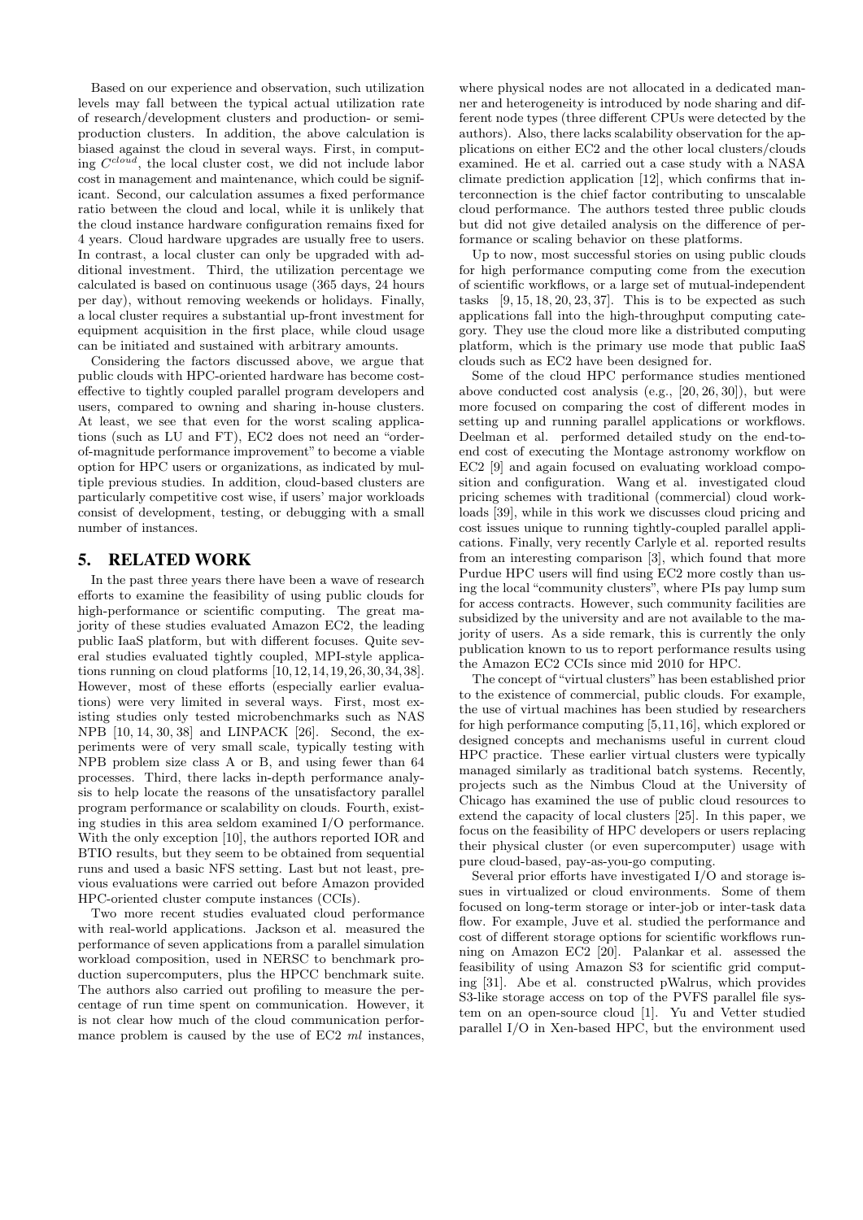Based on our experience and observation, such utilization levels may fall between the typical actual utilization rate of research/development clusters and production- or semi-production clusters. In addition, the above calculation is biased against the cloud in several ways. First, in computing $C^{cloud}$, the local cluster cost, we did not include labor cost in management and maintenance, which could be significant. Second, our calculation assumes a fixed performance ratio between the cloud and local, while it is unlikely that the cloud instance hardware configuration remains fixed for 4 years. Cloud hardware upgrades are usually free to users. In contrast, a local cluster can only be upgraded with additional investment. Third, the utilization percentage we calculated is based on continuous usage (365 days, 24 hours per day), without removing weekends or holidays. Finally, a local cluster requires a substantial up-front investment for equipment acquisition in the first place, while cloud usage can be initiated and sustained with arbitrary amounts.

Considering the factors discussed above, we argue that public clouds with HPC-oriented hardware has become cost-effective to tightly coupled parallel program developers and users, compared to owning and sharing in-house clusters. At least, we see that even for the worst scaling applications (such as LU and FT), EC2 does not need an "order-of-magnitude performance improvement" to become a viable option for HPC users or organizations, as indicated by multiple previous studies. In addition, cloud-based clusters are particularly competitive cost wise, if users' major workloads consist of development, testing, or debugging with a small number of instances.

## 5. RELATED WORK

In the past three years there have been a wave of research efforts to examine the feasibility of using public clouds for high-performance or scientific computing. The great majority of these studies evaluated Amazon EC2, the leading public IaaS platform, but with different focuses. Quite several studies evaluated tightly coupled, MPI-style applications running on cloud platforms [10,12,14,19,26,30,34,38]. However, most of these efforts (especially earlier evaluations) were very limited in several ways. First, most existing studies only tested microbenchmarks such as NAS NPB [10, 14, 30, 38] and LINPACK [26]. Second, the experiments were of very small scale, typically testing with NPB problem size class A or B, and using fewer than 64 processes. Third, there lacks in-depth performance analysis to help locate the reasons of the unsatisfactory parallel program performance or scalability on clouds. Fourth, existing studies in this area seldom examined I/O performance. With the only exception [10], the authors reported IOR and BTIO results, but they seem to be obtained from sequential runs and used a basic NFS setting. Last but not least, previous evaluations were carried out before Amazon provided HPC-oriented cluster compute instances (CCIs).

Two more recent studies evaluated cloud performance with real-world applications. Jackson et al. measured the performance of seven applications from a parallel simulation workload composition, used in NERSC to benchmark production supercomputers, plus the HPCC benchmark suite. The authors also carried out profiling to measure the percentage of run time spent on communication. However, it is not clear how much of the cloud communication performance problem is caused by the use of EC2 *ml* instances, where physical nodes are not allocated in a dedicated manner and heterogeneity is introduced by node sharing and different node types (three different CPUs were detected by the authors). Also, there lacks scalability observation for the applications on either EC2 and the other local clusters/clouds examined. He et al. carried out a case study with a NASA climate prediction application [12], which confirms that interconnection is the chief factor contributing to unscalable cloud performance. The authors tested three public clouds but did not give detailed analysis on the difference of performance or scaling behavior on these platforms.

Up to now, most successful stories on using public clouds for high performance computing come from the execution of scientific workflows, or a large set of mutual-independent tasks [9, 15, 18, 20, 23, 37]. This is to be expected as such applications fall into the high-throughput computing category. They use the cloud more like a distributed computing platform, which is the primary use mode that public IaaS clouds such as EC2 have been designed for.

Some of the cloud HPC performance studies mentioned above conducted cost analysis (e.g., [20, 26, 30]), but were more focused on comparing the cost of different modes in setting up and running parallel applications or workflows. Deelman et al. performed detailed study on the end-to-end cost of executing the Montage astronomy workflow on EC2 [9] and again focused on evaluating workload composition and configuration. Wang et al. investigated cloud pricing schemes with traditional (commercial) cloud workloads [39], while in this work we discusses cloud pricing and cost issues unique to running tightly-coupled parallel applications. Finally, very recently Carlyle et al. reported results from an interesting comparison [3], which found that more Purdue HPC users will find using EC2 more costly than using the local "community clusters", where PIs pay lump sum for access contracts. However, such community facilities are subsidized by the university and are not available to the majority of users. As a side remark, this is currently the only publication known to us to report performance results using the Amazon EC2 CCIs since mid 2010 for HPC.

The concept of "virtual clusters" has been established prior to the existence of commercial, public clouds. For example, the use of virtual machines has been studied by researchers for high performance computing [5,11,16], which explored or designed concepts and mechanisms useful in current cloud HPC practice. These earlier virtual clusters were typically managed similarly as traditional batch systems. Recently, projects such as the Nimbus Cloud at the University of Chicago has examined the use of public cloud resources to extend the capacity of local clusters [25]. In this paper, we focus on the feasibility of HPC developers or users replacing their physical cluster (or even supercomputer) usage with pure cloud-based, pay-as-you-go computing.

Several prior efforts have investigated I/O and storage issues in virtualized or cloud environments. Some of them focused on long-term storage or inter-job or inter-task data flow. For example, Juve et al. studied the performance and cost of different storage options for scientific workflows running on Amazon EC2 [20]. Palankar et al. assessed the feasibility of using Amazon S3 for scientific grid computing [31]. Abe et al. constructed pWalrus, which provides S3-like storage access on top of the PVFS parallel file system on an open-source cloud [1]. Yu and Vetter studied parallel I/O in Xen-based HPC, but the environment used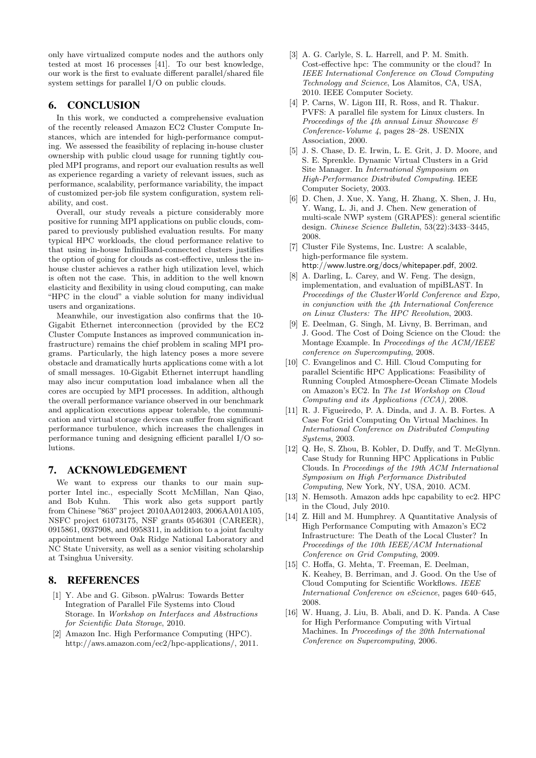only have virtualized compute nodes and the authors only tested at most 16 processes [41]. To our best knowledge, our work is the first to evaluate different parallel/shared file system settings for parallel I/O on public clouds.

## 6. CONCLUSION

In this work, we conducted a comprehensive evaluation of the recently released Amazon EC2 Cluster Compute Instances, which are intended for high-performance computing. We assessed the feasibility of replacing in-house cluster ownership with public cloud usage for running tightly coupled MPI programs, and report our evaluation results as well as experience regarding a variety of relevant issues, such as performance, scalability, performance variability, the impact of customized per-job file system configuration, system reliability, and cost.

Overall, our study reveals a picture considerably more positive for running MPI applications on public clouds, compared to previously published evaluation results. For many typical HPC workloads, the cloud performance relative to that using in-house InfiniBand-connected clusters justifies the option of going for clouds as cost-effective, unless the in-house cluster achieves a rather high utilization level, which is often not the case. This, in addition to the well known elasticity and flexibility in using cloud computing, can make "HPC in the cloud" a viable solution for many individual users and organizations.

Meanwhile, our investigation also confirms that the 10-Gigabit Ethernet interconnection (provided by the EC2 Cluster Compute Instances as improved communication infrastructure) remains the chief problem in scaling MPI programs. Particularly, the high latency poses a more severe obstacle and dramatically hurts applications come with a lot of small messages. 10-Gigabit Ethernet interrupt handling may also incur computation load imbalance when all the cores are occupied by MPI processes. In addition, although the overall performance variance observed in our benchmark and application executions appear tolerable, the communication and virtual storage devices can suffer from significant performance turbulence, which increases the challenges in performance tuning and designing efficient parallel I/O solutions.

## 7. ACKNOWLEDGEMENT

We want to express our thanks to our main supporter Intel inc., especially Scott McMillan, Nan Qiao, and Bob Kuhn. This work also gets support partly from Chinese "863" project 2010AA012403, 2006AA01A105, NSFC project 61073175, NSF grants 0546301 (CAREER), 0915861, 0937908, and 0958311, in addition to a joint faculty appointment between Oak Ridge National Laboratory and NC State University, as well as a senior visiting scholarship at Tsinghua University.

## 8. REFERENCES

[1] Y. Abe and G. Gibson. pWalrus: Towards Better Integration of Parallel File Systems into Cloud Storage. In *Workshop on Interfaces and Abstractions for Scientific Data Storage*, 2010.

[2] Amazon Inc. High Performance Computing (HPC). http://aws.amazon.com/ec2/hpc-applications/, 2011.

[3] A. G. Carlyle, S. L. Harrell, and P. M. Smith. Cost-effective hpc: The community or the cloud? In *IEEE International Conference on Cloud Computing Technology and Science*, Los Alamitos, CA, USA, 2010. IEEE Computer Society.

[4] P. Carns, W. Ligon III, R. Ross, and R. Thakur. PVFS: A parallel file system for Linux clusters. In *Proceedings of the 4th annual Linux Showcase & Conference-Volume 4*, pages 28–28. USENIX Association, 2000.

[5] J. S. Chase, D. E. Irwin, L. E. Grit, J. D. Moore, and S. E. Sprenkle. Dynamic Virtual Clusters in a Grid Site Manager. In *International Symposium on High-Performance Distributed Computing*. IEEE Computer Society, 2003.

[6] D. Chen, J. Xue, X. Yang, H. Zhang, X. Shen, J. Hu, Y. Wang, L. Ji, and J. Chen. New generation of multi-scale NWP system (GRAPES): general scientific design. *Chinese Science Bulletin*, 53(22):3433–3445, 2008.

[7] Cluster File Systems, Inc. Lustre: A scalable, high-performance file system. http://www.lustre.org/docs/whitepaper.pdf, 2002.

[8] A. Darling, L. Carey, and W. Feng. The design, implementation, and evaluation of mpiBLAST. In *Proceedings of the ClusterWorld Conference and Expo, in conjunction with the 4th International Conference on Linux Clusters: The HPC Revolution*, 2003.

[9] E. Deelman, G. Singh, M. Livny, B. Berriman, and J. Good. The Cost of Doing Science on the Cloud: the Montage Example. In *Proceedings of the ACM/IEEE conference on Supercomputing*, 2008.

[10] C. Evangelinos and C. Hill. Cloud Computing for parallel Scientific HPC Applications: Feasibility of Running Coupled Atmosphere-Ocean Climate Models on Amazon's EC2. In *The 1st Workshop on Cloud Computing and its Applications (CCA)*, 2008.

[11] R. J. Figueiredo, P. A. Dinda, and J. A. B. Fortes. A Case For Grid Computing On Virtual Machines. In *International Conference on Distributed Computing Systems*, 2003.

[12] Q. He, S. Zhou, B. Kobler, D. Duffy, and T. McGlynn. Case Study for Running HPC Applications in Public Clouds. In *Proceedings of the 19th ACM International Symposium on High Performance Distributed Computing*, New York, NY, USA, 2010. ACM.

[13] N. Hemsoth. Amazon adds hpc capability to ec2. HPC in the Cloud, July 2010.

[14] Z. Hill and M. Humphrey. A Quantitative Analysis of High Performance Computing with Amazon's EC2 Infrastructure: The Death of the Local Cluster? In *Proceedings of the 10th IEEE/ACM International Conference on Grid Computing*, 2009.

[15] C. Hoffa, G. Mehta, T. Freeman, E. Deelman, K. Keahey, B. Berriman, and J. Good. On the Use of Cloud Computing for Scientific Workflows. *IEEE International Conference on eScience*, pages 640–645, 2008.

[16] W. Huang, J. Liu, B. Abali, and D. K. Panda. A Case for High Performance Computing with Virtual Machines. In *Proceedings of the 20th International Conference on Supercomputing*, 2006.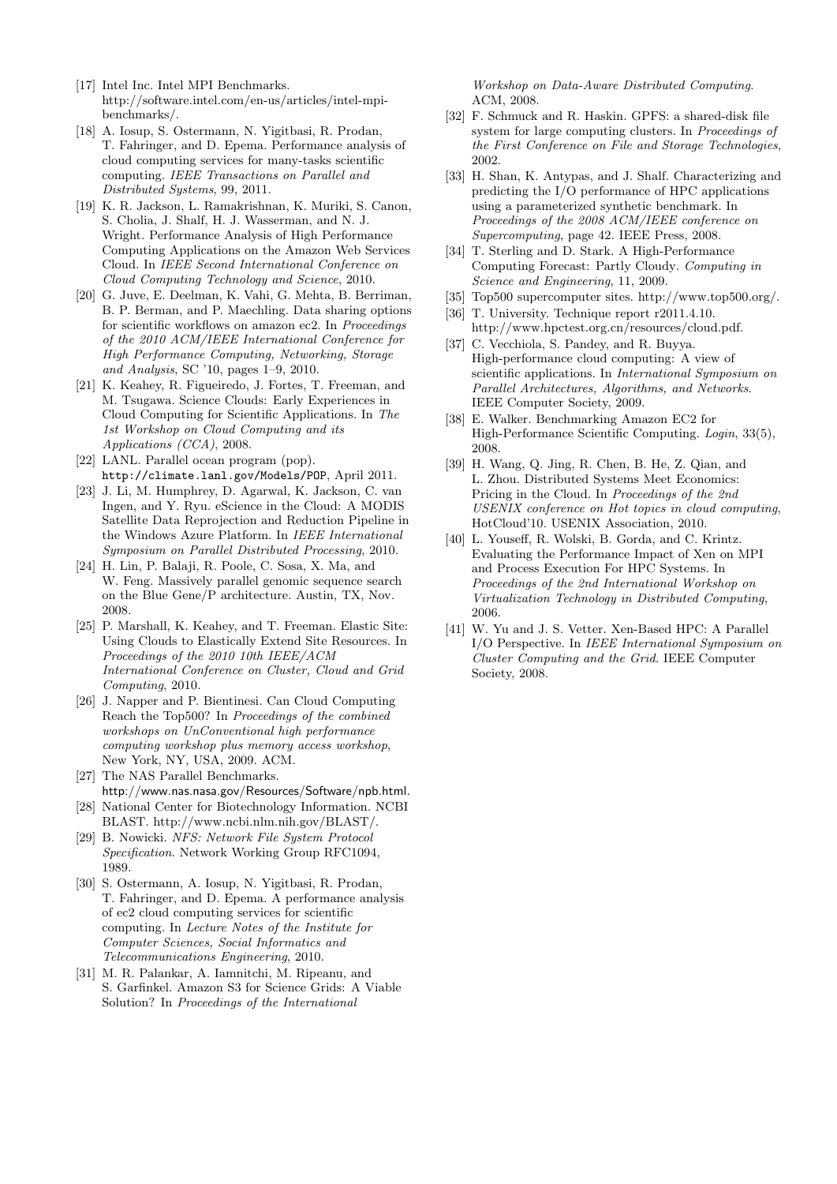[17] Intel Inc. Intel MPI Benchmarks. http://software.intel.com/en-us/articles/intel-mpi-benchmarks/.

[18] A. Iosup, S. Ostermann, N. Yigitbasi, R. Prodan, T. Fahringer, and D. Epema. Performance analysis of cloud computing services for many-tasks scientific computing. *IEEE Transactions on Parallel and Distributed Systems*, 99, 2011.

[19] K. R. Jackson, L. Ramakrishnan, K. Muriki, S. Canon, S. Cholia, J. Shalf, H. J. Wasserman, and N. J. Wright. Performance Analysis of High Performance Computing Applications on the Amazon Web Services Cloud. In *IEEE Second International Conference on Cloud Computing Technology and Science*, 2010.

[20] G. Juve, E. Deelman, K. Vahi, G. Mehta, B. Berriman, B. P. Berman, and P. Maechling. Data sharing options for scientific workflows on amazon ec2. In *Proceedings of the 2010 ACM/IEEE International Conference for High Performance Computing, Networking, Storage and Analysis*, SC '10, pages 1–9, 2010.

[21] K. Keahey, R. Figueiredo, J. Fortes, T. Freeman, and M. Tsugawa. Science Clouds: Early Experiences in Cloud Computing for Scientific Applications. In *The 1st Workshop on Cloud Computing and its Applications (CCA)*, 2008.

[22] LANL. Parallel ocean program (pop). http://climate.lanl.gov/Models/POP, April 2011.

[23] J. Li, M. Humphrey, D. Agarwal, K. Jackson, C. van Ingen, and Y. Ryu. eScience in the Cloud: A MODIS Satellite Data Reprojection and Reduction Pipeline in the Windows Azure Platform. In *IEEE International Symposium on Parallel Distributed Processing*, 2010.

[24] H. Lin, P. Balaji, R. Poole, C. Sosa, X. Ma, and W. Feng. Massively parallel genomic sequence search on the Blue Gene/P architecture. Austin, TX, Nov. 2008.

[25] P. Marshall, K. Keahey, and T. Freeman. Elastic Site: Using Clouds to Elastically Extend Site Resources. In *Proceedings of the 2010 10th IEEE/ACM International Conference on Cluster, Cloud and Grid Computing*, 2010.

[26] J. Napper and P. Bientinesi. Can Cloud Computing Reach the Top500? In *Proceedings of the combined workshops on UnConventional high performance computing workshop plus memory access workshop*, New York, NY, USA, 2009. ACM.

[27] The NAS Parallel Benchmarks. http://www.nas.nasa.gov/Resources/Software/npb.html.

[28] National Center for Biotechnology Information. NCBI BLAST. http://www.ncbi.nlm.nih.gov/BLAST/.

[29] B. Nowicki. *NFS: Network File System Protocol Specification*. Network Working Group RFC1094, 1989.

[30] S. Ostermann, A. Iosup, N. Yigitbasi, R. Prodan, T. Fahringer, and D. Epema. A performance analysis of ec2 cloud computing services for scientific computing. In *Lecture Notes of the Institute for Computer Sciences, Social Informatics and Telecommunications Engineering*, 2010.

[31] M. R. Palankar, A. Iamnitchi, M. Ripeanu, and S. Garfinkel. Amazon S3 for Science Grids: A Viable Solution? In *Proceedings of the International Workshop on Data-Aware Distributed Computing*. ACM, 2008.

[32] F. Schmuck and R. Haskin. GPFS: a shared-disk file system for large computing clusters. In *Proceedings of the First Conference on File and Storage Technologies*, 2002.

[33] H. Shan, K. Antypas, and J. Shalf. Characterizing and predicting the I/O performance of HPC applications using a parameterized synthetic benchmark. In *Proceedings of the 2008 ACM/IEEE conference on Supercomputing*, page 42. IEEE Press, 2008.

[34] T. Sterling and D. Stark. A High-Performance Computing Forecast: Partly Cloudy. *Computing in Science and Engineering*, 11, 2009.

[35] Top500 supercomputer sites. http://www.top500.org/.

[36] T. University. Technique report r2011.4.10. http://www.hpctest.org.cn/resources/cloud.pdf.

[37] C. Vecchiola, S. Pandey, and R. Buyya. High-performance cloud computing: A view of scientific applications. In *International Symposium on Parallel Architectures, Algorithms, and Networks*. IEEE Computer Society, 2009.

[38] E. Walker. Benchmarking Amazon EC2 for High-Performance Scientific Computing. *Login*, 33(5), 2008.

[39] H. Wang, Q. Jing, R. Chen, B. He, Z. Qian, and L. Zhou. Distributed Systems Meet Economics: Pricing in the Cloud. In *Proceedings of the 2nd USENIX conference on Hot topics in cloud computing*, HotCloud'10. USENIX Association, 2010.

[40] L. Youseff, R. Wolski, B. Gorda, and C. Krintz. Evaluating the Performance Impact of Xen on MPI and Process Execution For HPC Systems. In *Proceedings of the 2nd International Workshop on Virtualization Technology in Distributed Computing*, 2006.

[41] W. Yu and J. S. Vetter. Xen-Based HPC: A Parallel I/O Perspective. In *IEEE International Symposium on Cluster Computing and the Grid*. IEEE Computer Society, 2008.